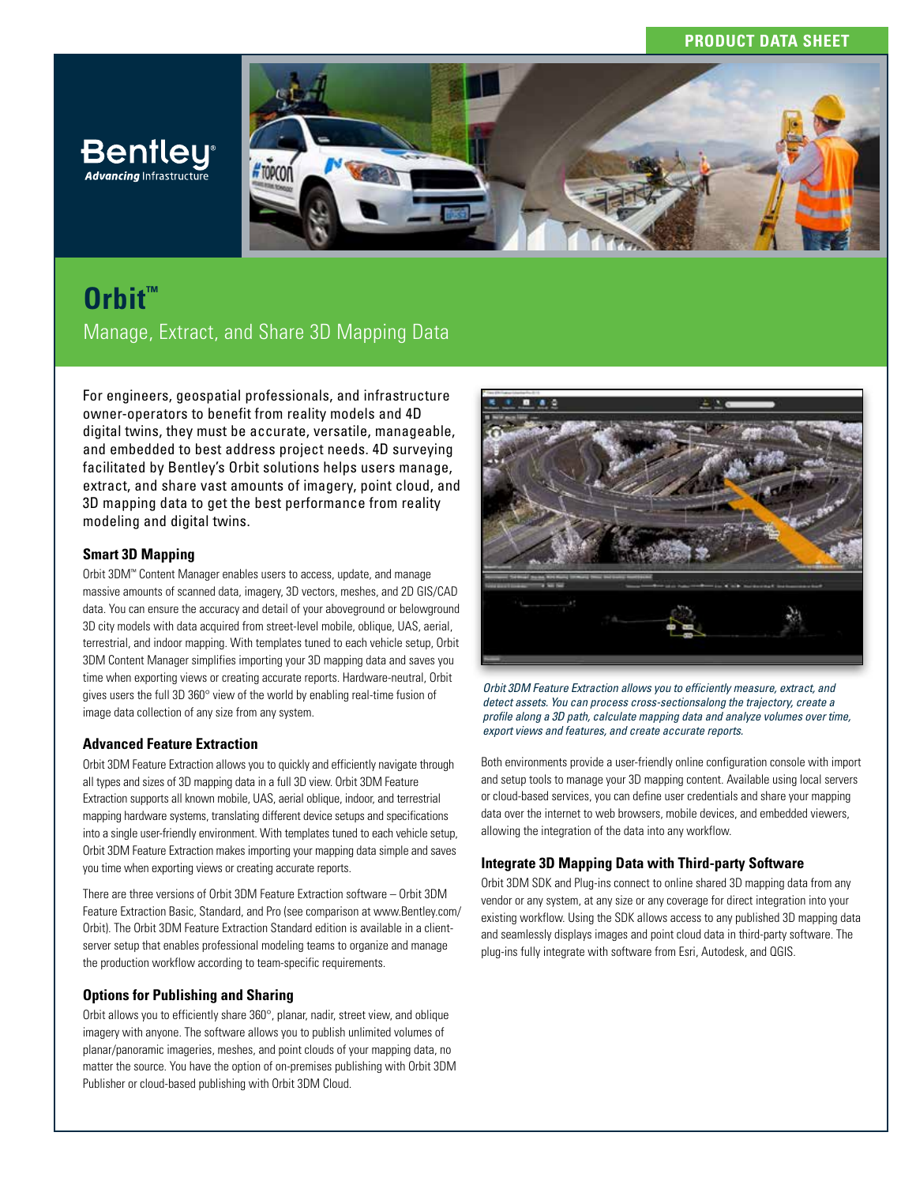PRODUCT DATA SHEET

# Orbit™

## Manage, Extract, and Share 3D Mapping Data

For engineers, geospatial professionals, and infrastructure owner-operators to benefit from reality models and 4D digital twins, they must be accurate, versatile, manageable, and embedded to best address project needs. 4D surveying facilitated by Bentley's Orbit solutions helps users manage, extract, and share vast amounts of imagery, point cloud, and 3D mapping data to get the best performance from reality modeling and digital twins.

### Smart 3D Mapping

Orbit 3DM™ Content Manager enables users to access, update, and manage massive amounts of scanned data, imagery, 3D vectors, meshes, and 2D GIS/CAD data. You can ensure the accuracy and detail of your aboveground or belowground 3D city models with data acquired from street-level mobile, oblique, UAS, aerial, terrestrial, and indoor mapping. With templates tuned to each vehicle setup, Orbit 3DM Content Manager simplifies importing your 3D mapping data and saves you time when exporting views or creating accurate reports. Hardware-neutral, Orbit gives users the full 3D 360° view of the world by enabling real-time fusion of image data collection of any size from any system.

### Advanced Feature Extraction

Orbit 3DM Feature Extraction allows you to quickly and efficiently navigate through all types and sizes of 3D mapping data in a full 3D view. Orbit 3DM Feature Extraction supports all known mobile, UAS, aerial oblique, indoor, and terrestrial mapping hardware systems, translating different device setups and specifications into a single user-friendly environment. With templates tuned to each vehicle setup, Orbit 3DM Feature Extraction makes importing your mapping data simple and saves you time when exporting views or creating accurate reports.

There are three versions of Orbit 3DM Feature Extraction software – Orbit 3DM Feature Extraction Basic, Standard, and Pro (see comparison at www.Bentley.com/Orbit). The Orbit 3DM Feature Extraction Standard edition is available in a client-server setup that enables professional modeling teams to organize and manage the production workflow according to team-specific requirements.

### Options for Publishing and Sharing

Orbit allows you to efficiently share 360°, planar, nadir, street view, and oblique imagery with anyone. The software allows you to publish unlimited volumes of planar/panoramic imageries, meshes, and point clouds of your mapping data, no matter the source. You have the option of on-premises publishing with Orbit 3DM Publisher or cloud-based publishing with Orbit 3DM Cloud.

*Orbit 3DM Feature Extraction allows you to efficiently measure, extract, and detect assets. You can process cross-sectionsalong the trajectory, create a profile along a 3D path, calculate mapping data and analyze volumes over time, export views and features, and create accurate reports.*

Both environments provide a user-friendly online configuration console with import and setup tools to manage your 3D mapping content. Available using local servers or cloud-based services, you can define user credentials and share your mapping data over the internet to web browsers, mobile devices, and embedded viewers, allowing the integration of the data into any workflow.

### Integrate 3D Mapping Data with Third-party Software

Orbit 3DM SDK and Plug-ins connect to online shared 3D mapping data from any vendor or any system, at any size or any coverage for direct integration into your existing workflow. Using the SDK allows access to any published 3D mapping data and seamlessly displays images and point cloud data in third-party software. The plug-ins fully integrate with software from Esri, Autodesk, and QGIS.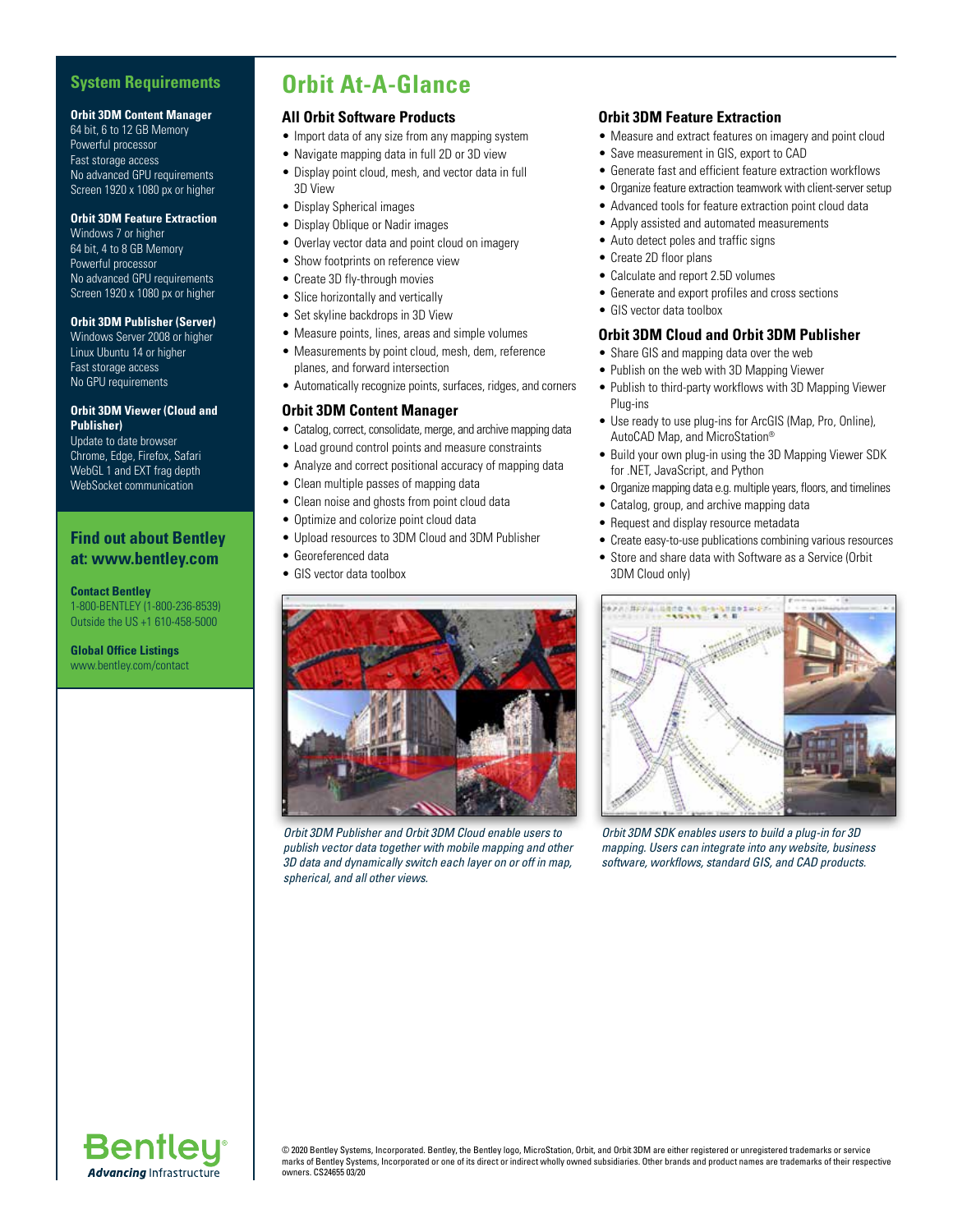## System Requirements

**Orbit 3DM Content Manager**
64 bit, 6 to 12 GB Memory
Powerful processor
Fast storage access
No advanced GPU requirements
Screen 1920 x 1080 px or higher

**Orbit 3DM Feature Extraction**
Windows 7 or higher
64 bit, 4 to 8 GB Memory
Powerful processor
No advanced GPU requirements
Screen 1920 x 1080 px or higher

**Orbit 3DM Publisher (Server)**
Windows Server 2008 or higher
Linux Ubuntu 14 or higher
Fast storage access
No GPU requirements

**Orbit 3DM Viewer (Cloud and Publisher)**
Update to date browser
Chrome, Edge, Firefox, Safari
WebGL 1 and EXT frag depth
WebSocket communication

### Find out about Bentley at: www.bentley.com

**Contact Bentley**
1-800-BENTLEY (1-800-236-8539)
Outside the US +1 610-458-5000

**Global Office Listings**
www.bentley.com/contact

# Orbit At-A-Glance

### All Orbit Software Products

- Import data of any size from any mapping system
- Navigate mapping data in full 2D or 3D view
- Display point cloud, mesh, and vector data in full 3D View
- Display Spherical images
- Display Oblique or Nadir images
- Overlay vector data and point cloud on imagery
- Show footprints on reference view
- Create 3D fly-through movies
- Slice horizontally and vertically
- Set skyline backdrops in 3D View
- Measure points, lines, areas and simple volumes
- Measurements by point cloud, mesh, dem, reference planes, and forward intersection
- Automatically recognize points, surfaces, ridges, and corners

### Orbit 3DM Content Manager

- Catalog, correct, consolidate, merge, and archive mapping data
- Load ground control points and measure constraints
- Analyze and correct positional accuracy of mapping data
- Clean multiple passes of mapping data
- Clean noise and ghosts from point cloud data
- Optimize and colorize point cloud data
- Upload resources to 3DM Cloud and 3DM Publisher
- Georeferenced data
- GIS vector data toolbox

*Orbit 3DM Publisher and Orbit 3DM Cloud enable users to publish vector data together with mobile mapping and other 3D data and dynamically switch each layer on or off in map, spherical, and all other views.*

### Orbit 3DM Feature Extraction

- Measure and extract features on imagery and point cloud
- Save measurement in GIS, export to CAD
- Generate fast and efficient feature extraction workflows
- Organize feature extraction teamwork with client-server setup
- Advanced tools for feature extraction point cloud data
- Apply assisted and automated measurements
- Auto detect poles and traffic signs
- Create 2D floor plans
- Calculate and report 2.5D volumes
- Generate and export profiles and cross sections
- GIS vector data toolbox

### Orbit 3DM Cloud and Orbit 3DM Publisher

- Share GIS and mapping data over the web
- Publish on the web with 3D Mapping Viewer
- Publish to third-party workflows with 3D Mapping Viewer Plug-ins
- Use ready to use plug-ins for ArcGIS (Map, Pro, Online), AutoCAD Map, and MicroStation®
- Build your own plug-in using the 3D Mapping Viewer SDK for .NET, JavaScript, and Python
- Organize mapping data e.g. multiple years, floors, and timelines
- Catalog, group, and archive mapping data
- Request and display resource metadata
- Create easy-to-use publications combining various resources
- Store and share data with Software as a Service (Orbit 3DM Cloud only)

*Orbit 3DM SDK enables users to build a plug-in for 3D mapping. Users can integrate into any website, business software, workflows, standard GIS, and CAD products.*

© 2020 Bentley Systems, Incorporated. Bentley, the Bentley logo, MicroStation, Orbit, and Orbit 3DM are either registered or unregistered trademarks or service marks of Bentley Systems, Incorporated or one of its direct or indirect wholly owned subsidiaries. Other brands and product names are trademarks of their respective owners. CS24655 03/20